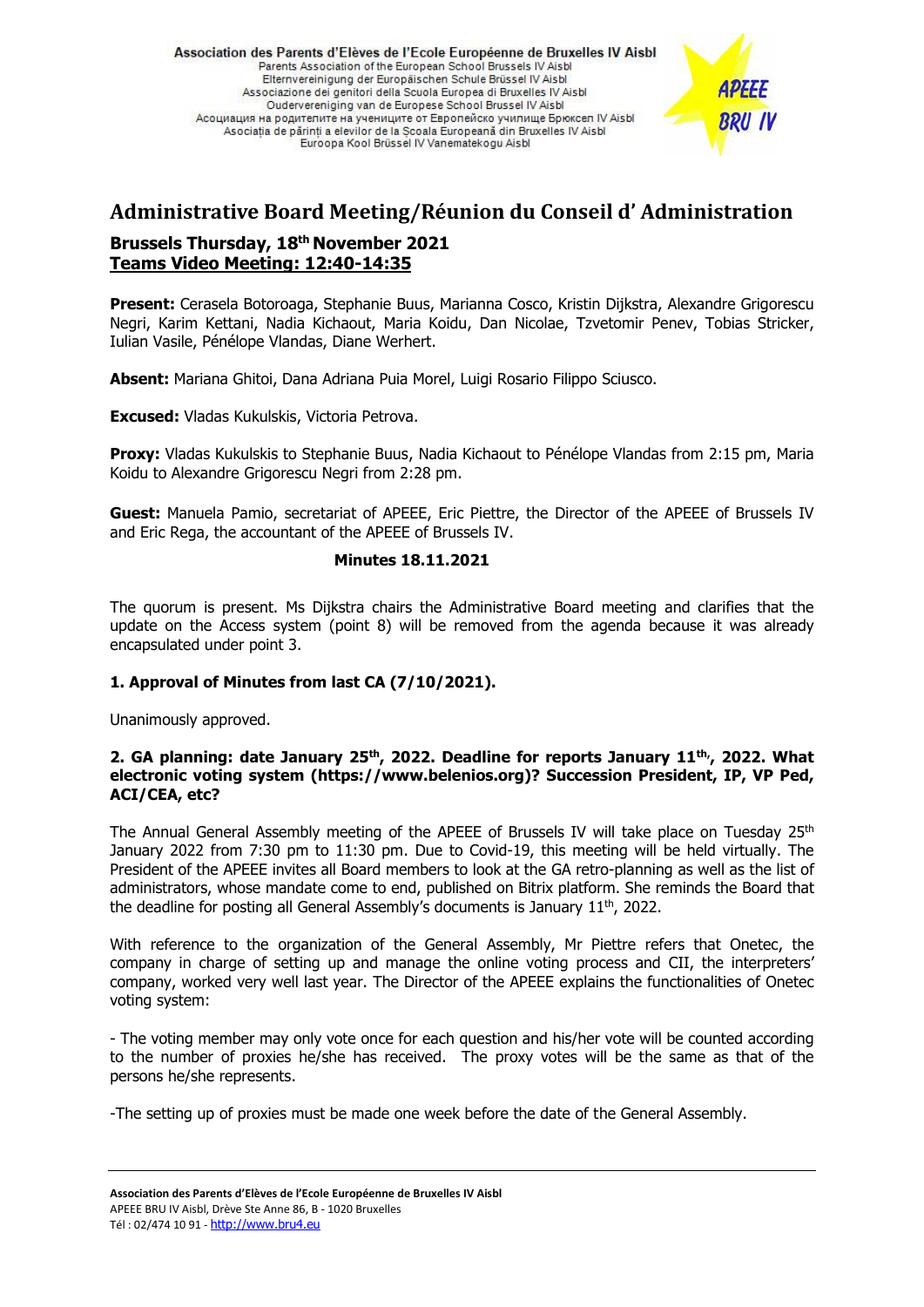Association des Parents d'Elèves de l'Ecole Européenne de Bruxelles IV Aisbl
Parents Association of the European School Brussels IV Aisbl
Elternvereinigung der Europäischen Schule Brüssel IV Aisbl
Associazione dei genitori della Scuola Europea di Bruxelles IV Aisbl
Oudervereniging van de Europese School Brussel IV Aisbl
Асоциация на родителите на учениците от Европейско училище Брюксел IV Aisbl
Asociația de părinți a elevilor de la Școala Europeană din Bruxelles IV Aisbl
Euroopa Kool Brüssel IV Vanematekogu Aisbl

APEEE BRU IV

# Administrative Board Meeting/Réunion du Conseil d' Administration

### Brussels Thursday, 18th November 2021

### Teams Video Meeting: 12:40-14:35

**Present:** Cerasela Botoroaga, Stephanie Buus, Marianna Cosco, Kristin Dijkstra, Alexandre Grigorescu Negri, Karim Kettani, Nadia Kichaout, Maria Koidu, Dan Nicolae, Tzvetomir Penev, Tobias Stricker, Iulian Vasile, Pénélope Vlandas, Diane Werhert.

**Absent:** Mariana Ghitoi, Dana Adriana Puia Morel, Luigi Rosario Filippo Sciusco.

**Excused:** Vladas Kukulskis, Victoria Petrova.

**Proxy:** Vladas Kukulskis to Stephanie Buus, Nadia Kichaout to Pénélope Vlandas from 2:15 pm, Maria Koidu to Alexandre Grigorescu Negri from 2:28 pm.

**Guest:** Manuela Pamio, secretariat of APEEE, Eric Piettre, the Director of the APEEE of Brussels IV and Eric Rega, the accountant of the APEEE of Brussels IV.

**Minutes 18.11.2021**

The quorum is present. Ms Dijkstra chairs the Administrative Board meeting and clarifies that the update on the Access system (point 8) will be removed from the agenda because it was already encapsulated under point 3.

### 1. Approval of Minutes from last CA (7/10/2021).

Unanimously approved.

### 2. GA planning: date January 25th, 2022. Deadline for reports January 11th,, 2022. What electronic voting system (https://www.belenios.org)? Succession President, IP, VP Ped, ACI/CEA, etc?

The Annual General Assembly meeting of the APEEE of Brussels IV will take place on Tuesday 25th January 2022 from 7:30 pm to 11:30 pm. Due to Covid-19, this meeting will be held virtually. The President of the APEEE invites all Board members to look at the GA retro-planning as well as the list of administrators, whose mandate come to end, published on Bitrix platform. She reminds the Board that the deadline for posting all General Assembly's documents is January 11th, 2022.

With reference to the organization of the General Assembly, Mr Piettre refers that Onetec, the company in charge of setting up and manage the online voting process and CII, the interpreters' company, worked very well last year. The Director of the APEEE explains the functionalities of Onetec voting system:

- The voting member may only vote once for each question and his/her vote will be counted according to the number of proxies he/she has received. The proxy votes will be the same as that of the persons he/she represents.

-The setting up of proxies must be made one week before the date of the General Assembly.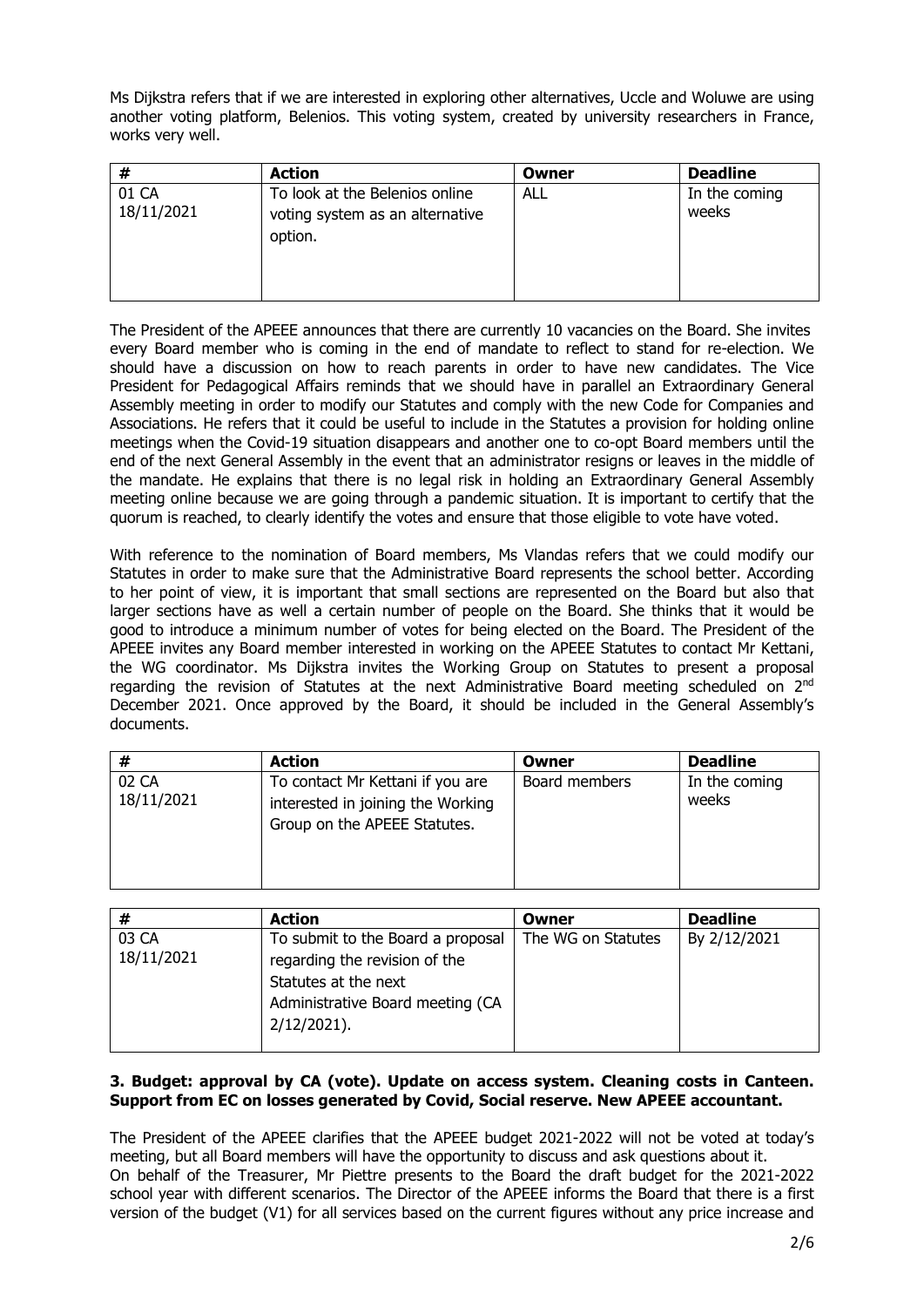Ms Dijkstra refers that if we are interested in exploring other alternatives, Uccle and Woluwe are using another voting platform, Belenios. This voting system, created by university researchers in France, works very well.

| # | Action | Owner | Deadline |
|---|---|---|---|
| 01 CA 18/11/2021 | To look at the Belenios online voting system as an alternative option. | ALL | In the coming weeks |

The President of the APEEE announces that there are currently 10 vacancies on the Board. She invites every Board member who is coming in the end of mandate to reflect to stand for re-election. We should have a discussion on how to reach parents in order to have new candidates. The Vice President for Pedagogical Affairs reminds that we should have in parallel an Extraordinary General Assembly meeting in order to modify our Statutes and comply with the new Code for Companies and Associations. He refers that it could be useful to include in the Statutes a provision for holding online meetings when the Covid-19 situation disappears and another one to co-opt Board members until the end of the next General Assembly in the event that an administrator resigns or leaves in the middle of the mandate. He explains that there is no legal risk in holding an Extraordinary General Assembly meeting online because we are going through a pandemic situation. It is important to certify that the quorum is reached, to clearly identify the votes and ensure that those eligible to vote have voted.

With reference to the nomination of Board members, Ms Vlandas refers that we could modify our Statutes in order to make sure that the Administrative Board represents the school better. According to her point of view, it is important that small sections are represented on the Board but also that larger sections have as well a certain number of people on the Board. She thinks that it would be good to introduce a minimum number of votes for being elected on the Board. The President of the APEEE invites any Board member interested in working on the APEEE Statutes to contact Mr Kettani, the WG coordinator. Ms Dijkstra invites the Working Group on Statutes to present a proposal regarding the revision of Statutes at the next Administrative Board meeting scheduled on 2nd December 2021. Once approved by the Board, it should be included in the General Assembly's documents.

| # | Action | Owner | Deadline |
|---|---|---|---|
| 02 CA 18/11/2021 | To contact Mr Kettani if you are interested in joining the Working Group on the APEEE Statutes. | Board members | In the coming weeks |

| # | Action | Owner | Deadline |
|---|---|---|---|
| 03 CA 18/11/2021 | To submit to the Board a proposal regarding the revision of the Statutes at the next Administrative Board meeting (CA 2/12/2021). | The WG on Statutes | By 2/12/2021 |

### 3. Budget: approval by CA (vote). Update on access system. Cleaning costs in Canteen. Support from EC on losses generated by Covid, Social reserve. New APEEE accountant.

The President of the APEEE clarifies that the APEEE budget 2021-2022 will not be voted at today's meeting, but all Board members will have the opportunity to discuss and ask questions about it.
On behalf of the Treasurer, Mr Piettre presents to the Board the draft budget for the 2021-2022 school year with different scenarios. The Director of the APEEE informs the Board that there is a first version of the budget (V1) for all services based on the current figures without any price increase and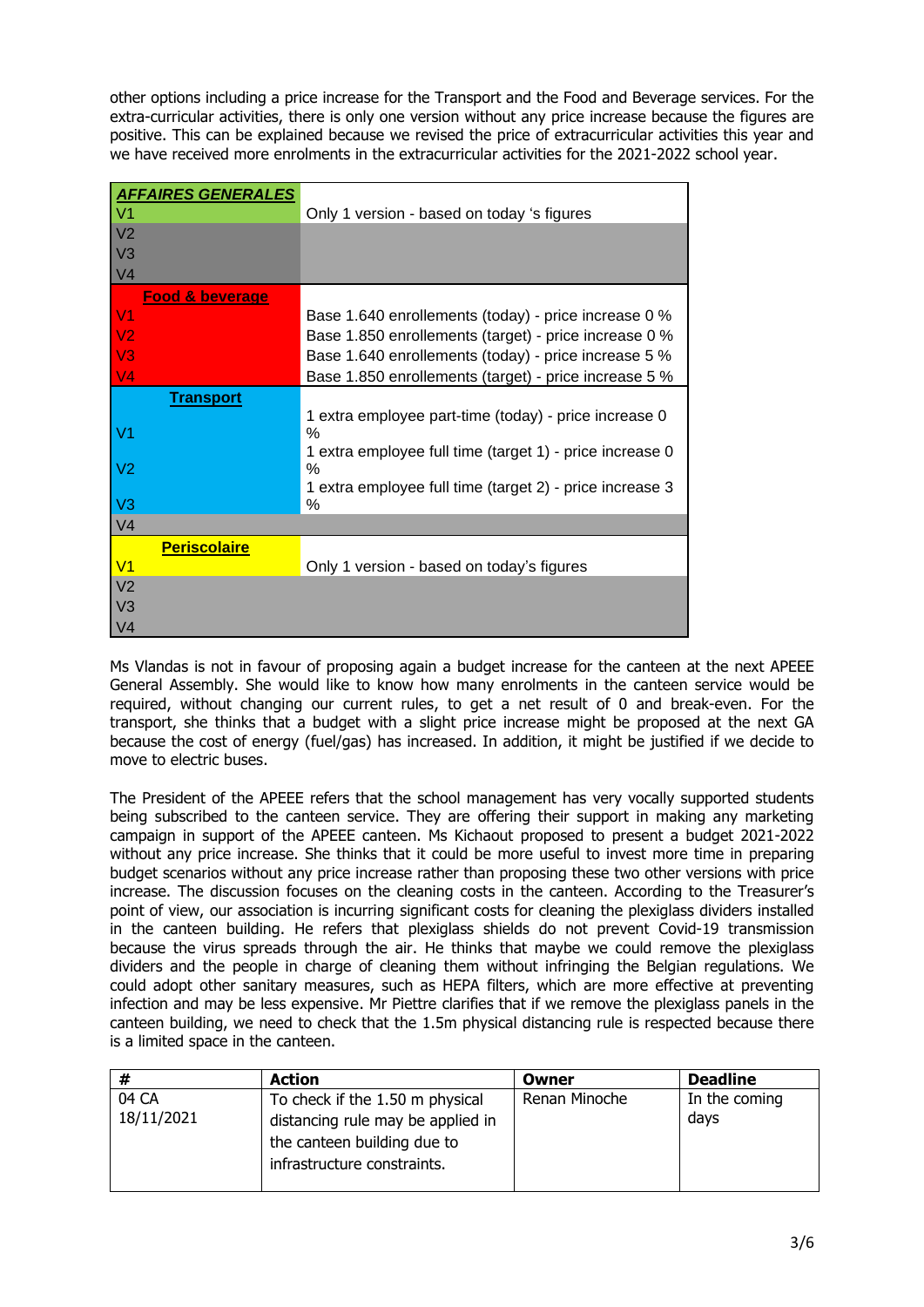other options including a price increase for the Transport and the Food and Beverage services. For the extra-curricular activities, there is only one version without any price increase because the figures are positive. This can be explained because we revised the price of extracurricular activities this year and we have received more enrolments in the extracurricular activities for the 2021-2022 school year.

| ***AFFAIRES GENERALES*** | |
|---|---|
| V1 | Only 1 version - based on today 's figures |
| V2 | |
| V3 | |
| V4 | |
| **Food & beverage** | |
| V1 | Base 1.640 enrollements (today) - price increase 0 % |
| V2 | Base 1.850 enrollements (target) - price increase 0 % |
| V3 | Base 1.640 enrollements (today) - price increase 5 % |
| V4 | Base 1.850 enrollements (target) - price increase 5 % |
| **Transport** | |
| V1 | 1 extra employee part-time (today) - price increase 0 % |
| V2 | 1 extra employee full time (target 1) - price increase 0 % |
| V3 | 1 extra employee full time (target 2) - price increase 3 % |
| V4 | |
| **Periscolaire** | |
| V1 | Only 1 version - based on today's figures |
| V2 | |
| V3 | |
| V4 | |

Ms Vlandas is not in favour of proposing again a budget increase for the canteen at the next APEEE General Assembly. She would like to know how many enrolments in the canteen service would be required, without changing our current rules, to get a net result of 0 and break-even. For the transport, she thinks that a budget with a slight price increase might be proposed at the next GA because the cost of energy (fuel/gas) has increased. In addition, it might be justified if we decide to move to electric buses.

The President of the APEEE refers that the school management has very vocally supported students being subscribed to the canteen service. They are offering their support in making any marketing campaign in support of the APEEE canteen. Ms Kichaout proposed to present a budget 2021-2022 without any price increase. She thinks that it could be more useful to invest more time in preparing budget scenarios without any price increase rather than proposing these two other versions with price increase. The discussion focuses on the cleaning costs in the canteen. According to the Treasurer's point of view, our association is incurring significant costs for cleaning the plexiglass dividers installed in the canteen building. He refers that plexiglass shields do not prevent Covid-19 transmission because the virus spreads through the air. He thinks that maybe we could remove the plexiglass dividers and the people in charge of cleaning them without infringing the Belgian regulations. We could adopt other sanitary measures, such as HEPA filters, which are more effective at preventing infection and may be less expensive. Mr Piettre clarifies that if we remove the plexiglass panels in the canteen building, we need to check that the 1.5m physical distancing rule is respected because there is a limited space in the canteen.

| # | Action | Owner | Deadline |
|---|---|---|---|
| 04 CA 18/11/2021 | To check if the 1.50 m physical distancing rule may be applied in the canteen building due to infrastructure constraints. | Renan Minoche | In the coming days |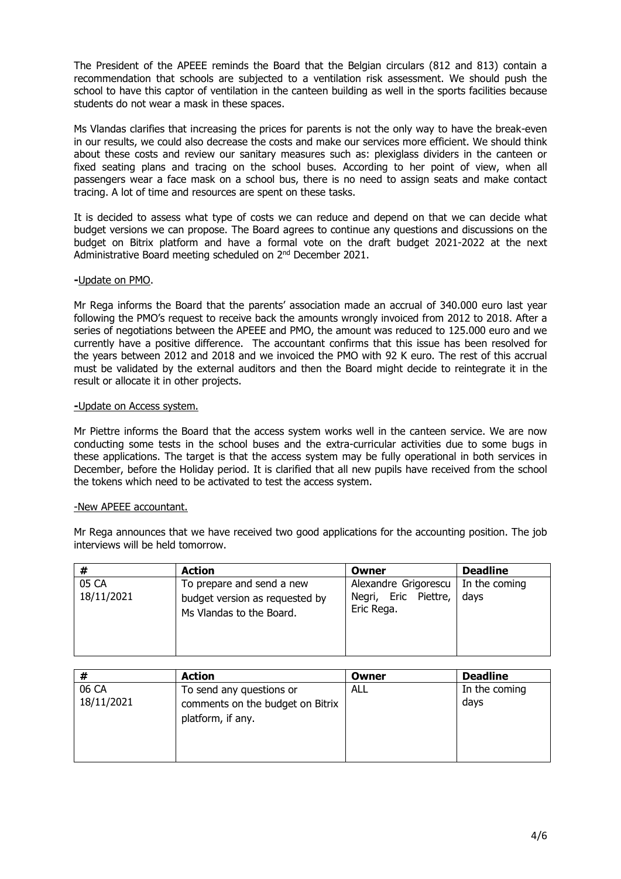The President of the APEEE reminds the Board that the Belgian circulars (812 and 813) contain a recommendation that schools are subjected to a ventilation risk assessment. We should push the school to have this captor of ventilation in the canteen building as well in the sports facilities because students do not wear a mask in these spaces.

Ms Vlandas clarifies that increasing the prices for parents is not the only way to have the break-even in our results, we could also decrease the costs and make our services more efficient. We should think about these costs and review our sanitary measures such as: plexiglass dividers in the canteen or fixed seating plans and tracing on the school buses. According to her point of view, when all passengers wear a face mask on a school bus, there is no need to assign seats and make contact tracing. A lot of time and resources are spent on these tasks.

It is decided to assess what type of costs we can reduce and depend on that we can decide what budget versions we can propose. The Board agrees to continue any questions and discussions on the budget on Bitrix platform and have a formal vote on the draft budget 2021-2022 at the next Administrative Board meeting scheduled on 2nd December 2021.

**-**<u>Update on PMO</u>.

Mr Rega informs the Board that the parents' association made an accrual of 340.000 euro last year following the PMO's request to receive back the amounts wrongly invoiced from 2012 to 2018. After a series of negotiations between the APEEE and PMO, the amount was reduced to 125.000 euro and we currently have a positive difference. The accountant confirms that this issue has been resolved for the years between 2012 and 2018 and we invoiced the PMO with 92 K euro. The rest of this accrual must be validated by the external auditors and then the Board might decide to reintegrate it in the result or allocate it in other projects.

**-**<u>Update on Access system.</u>

Mr Piettre informs the Board that the access system works well in the canteen service. We are now conducting some tests in the school buses and the extra-curricular activities due to some bugs in these applications. The target is that the access system may be fully operational in both services in December, before the Holiday period. It is clarified that all new pupils have received from the school the tokens which need to be activated to test the access system.

<u>-New APEEE accountant.</u>

Mr Rega announces that we have received two good applications for the accounting position. The job interviews will be held tomorrow.

| # | Action | Owner | Deadline |
|---|---|---|---|
| 05 CA 18/11/2021 | To prepare and send a new budget version as requested by Ms Vlandas to the Board. | Alexandre Grigorescu Negri, Eric Piettre, Eric Rega. | In the coming days |

| # | Action | Owner | Deadline |
|---|---|---|---|
| 06 CA 18/11/2021 | To send any questions or comments on the budget on Bitrix platform, if any. | ALL | In the coming days |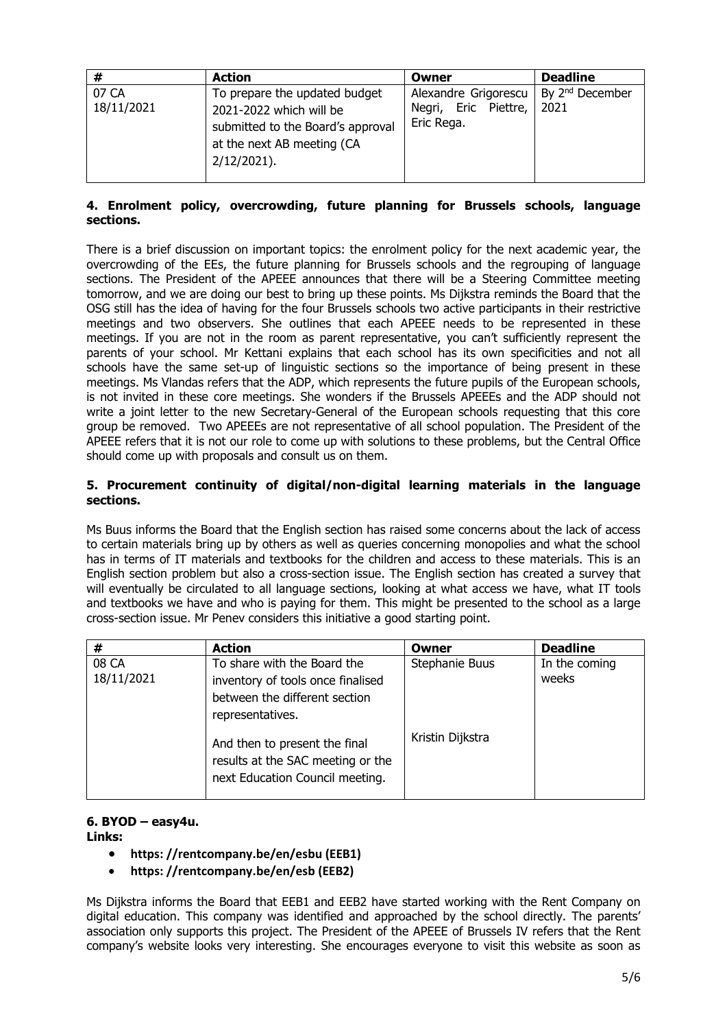| # | Action | Owner | Deadline |
|---|---|---|---|
| 07 CA 18/11/2021 | To prepare the updated budget 2021-2022 which will be submitted to the Board's approval at the next AB meeting (CA 2/12/2021). | Alexandre Grigorescu Negri, Eric Piettre, Eric Rega. | By 2nd December 2021 |

### 4. Enrolment policy, overcrowding, future planning for Brussels schools, language sections.

There is a brief discussion on important topics: the enrolment policy for the next academic year, the overcrowding of the EEs, the future planning for Brussels schools and the regrouping of language sections. The President of the APEEE announces that there will be a Steering Committee meeting tomorrow, and we are doing our best to bring up these points. Ms Dijkstra reminds the Board that the OSG still has the idea of having for the four Brussels schools two active participants in their restrictive meetings and two observers. She outlines that each APEEE needs to be represented in these meetings. If you are not in the room as parent representative, you can't sufficiently represent the parents of your school. Mr Kettani explains that each school has its own specificities and not all schools have the same set-up of linguistic sections so the importance of being present in these meetings. Ms Vlandas refers that the ADP, which represents the future pupils of the European schools, is not invited in these core meetings. She wonders if the Brussels APEEEs and the ADP should not write a joint letter to the new Secretary-General of the European schools requesting that this core group be removed. Two APEEEs are not representative of all school population. The President of the APEEE refers that it is not our role to come up with solutions to these problems, but the Central Office should come up with proposals and consult us on them.

### 5. Procurement continuity of digital/non-digital learning materials in the language sections.

Ms Buus informs the Board that the English section has raised some concerns about the lack of access to certain materials bring up by others as well as queries concerning monopolies and what the school has in terms of IT materials and textbooks for the children and access to these materials. This is an English section problem but also a cross-section issue. The English section has created a survey that will eventually be circulated to all language sections, looking at what access we have, what IT tools and textbooks we have and who is paying for them. This might be presented to the school as a large cross-section issue. Mr Penev considers this initiative a good starting point.

| # | Action | Owner | Deadline |
|---|---|---|---|
| 08 CA 18/11/2021 | To share with the Board the inventory of tools once finalised between the different section representatives.<br><br>And then to present the final results at the SAC meeting or the next Education Council meeting. | Stephanie Buus<br><br>Kristin Dijkstra | In the coming weeks |

### 6. BYOD – easy4u.

**Links:**

- **https: //rentcompany.be/en/esbu (EEB1)**
- **https: //rentcompany.be/en/esb (EEB2)**

Ms Dijkstra informs the Board that EEB1 and EEB2 have started working with the Rent Company on digital education. This company was identified and approached by the school directly. The parents' association only supports this project. The President of the APEEE of Brussels IV refers that the Rent company's website looks very interesting. She encourages everyone to visit this website as soon as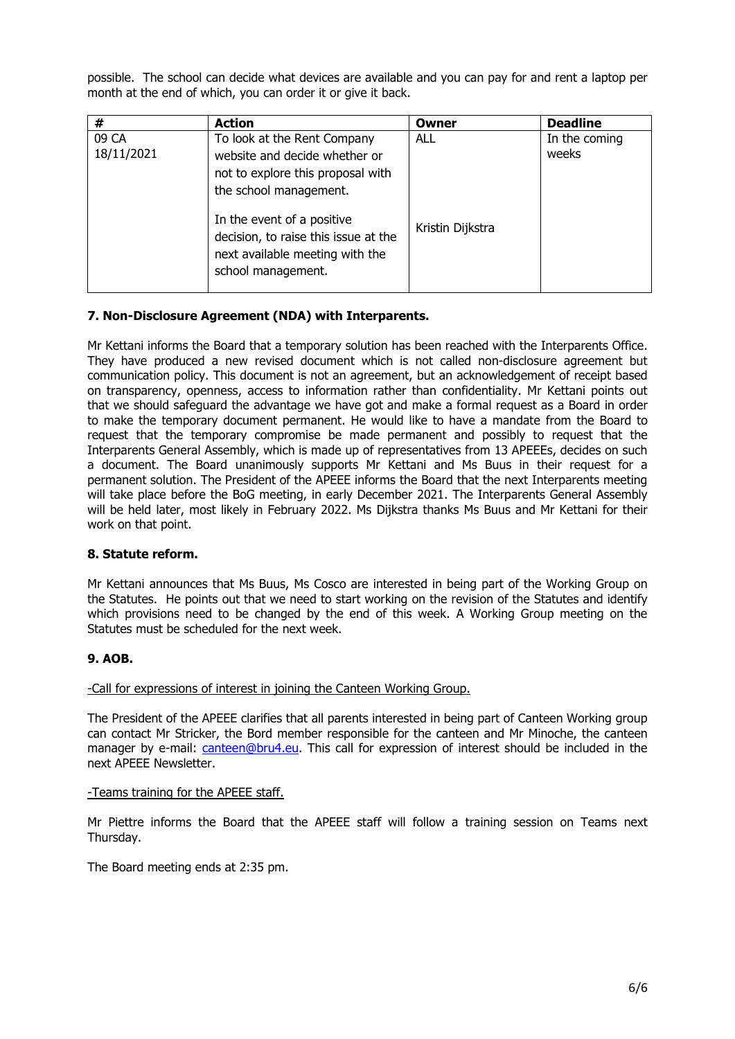possible. The school can decide what devices are available and you can pay for and rent a laptop per month at the end of which, you can order it or give it back.

| # | Action | Owner | Deadline |
|---|---|---|---|
| 09 CA 18/11/2021 | To look at the Rent Company website and decide whether or not to explore this proposal with the school management.<br><br>In the event of a positive decision, to raise this issue at the next available meeting with the school management. | ALL<br><br>Kristin Dijkstra | In the coming weeks |

### 7. Non-Disclosure Agreement (NDA) with Interparents.

Mr Kettani informs the Board that a temporary solution has been reached with the Interparents Office. They have produced a new revised document which is not called non-disclosure agreement but communication policy. This document is not an agreement, but an acknowledgement of receipt based on transparency, openness, access to information rather than confidentiality. Mr Kettani points out that we should safeguard the advantage we have got and make a formal request as a Board in order to make the temporary document permanent. He would like to have a mandate from the Board to request that the temporary compromise be made permanent and possibly to request that the Interparents General Assembly, which is made up of representatives from 13 APEEEs, decides on such a document. The Board unanimously supports Mr Kettani and Ms Buus in their request for a permanent solution. The President of the APEEE informs the Board that the next Interparents meeting will take place before the BoG meeting, in early December 2021. The Interparents General Assembly will be held later, most likely in February 2022. Ms Dijkstra thanks Ms Buus and Mr Kettani for their work on that point.

### 8. Statute reform.

Mr Kettani announces that Ms Buus, Ms Cosco are interested in being part of the Working Group on the Statutes. He points out that we need to start working on the revision of the Statutes and identify which provisions need to be changed by the end of this week. A Working Group meeting on the Statutes must be scheduled for the next week.

### 9. AOB.

-Call for expressions of interest in joining the Canteen Working Group.

The President of the APEEE clarifies that all parents interested in being part of Canteen Working group can contact Mr Stricker, the Bord member responsible for the canteen and Mr Minoche, the canteen manager by e-mail: canteen@bru4.eu. This call for expression of interest should be included in the next APEEE Newsletter.

-Teams training for the APEEE staff.

Mr Piettre informs the Board that the APEEE staff will follow a training session on Teams next Thursday.

The Board meeting ends at 2:35 pm.